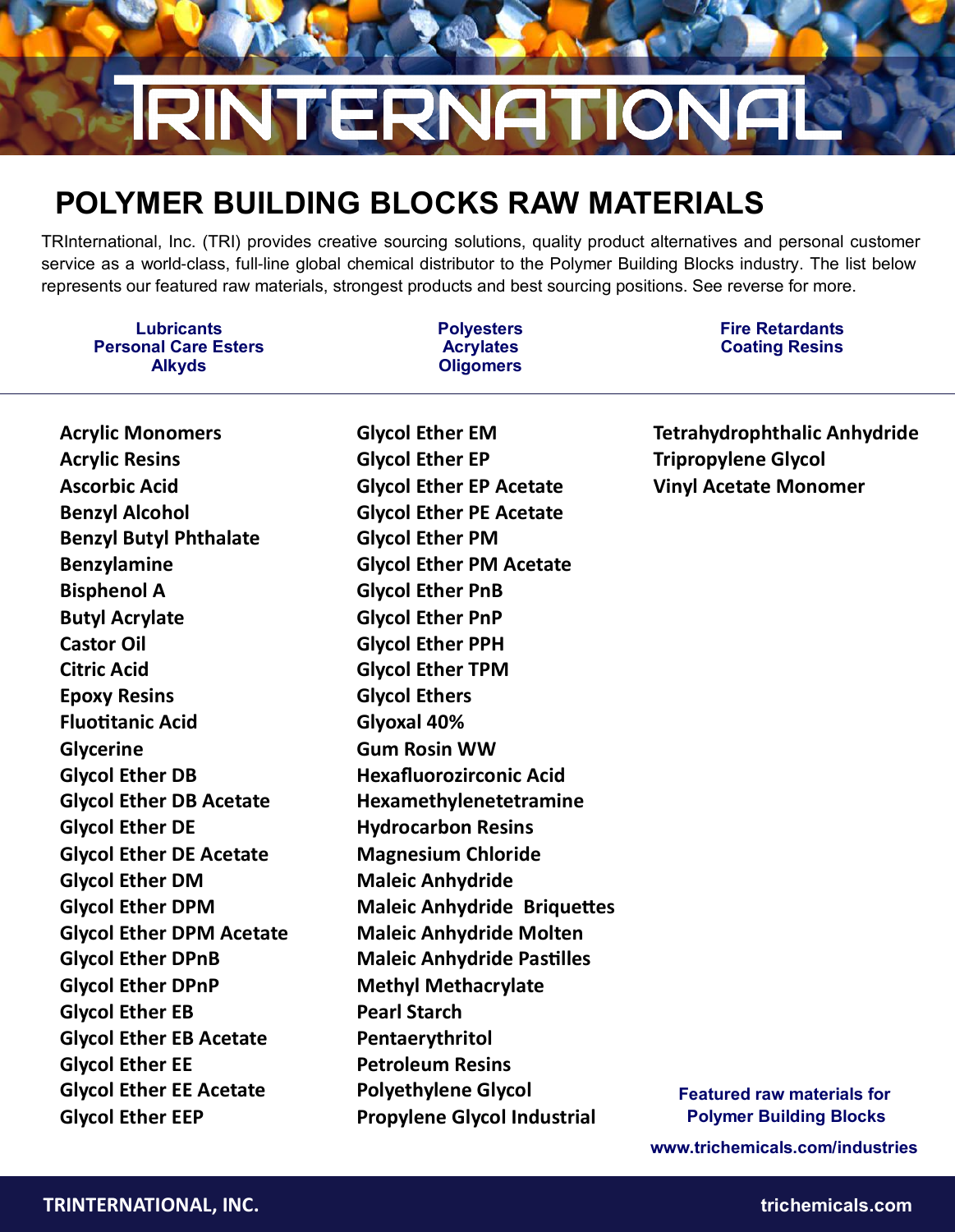# TRINTERNATIONAL

## POLYMER BUILDING BLOCKS RAW MATERIALS

TRInternational, Inc. (TRI) provides creative sourcing solutions, quality product alternatives and personal customer service as a world-class, full-line global chemical distributor to the Polymer Building Blocks industry. The list below represents our featured raw materials, strongest products and best sourcing positions. See reverse for more.

**Lubricants**
**Personal Care Esters**
**Alkyds**

**Polyesters**
**Acrylates**
**Oligomers**

**Fire Retardants**
**Coating Resins**

---

- **Acrylic Monomers**
- **Acrylic Resins**
- **Ascorbic Acid**
- **Benzyl Alcohol**
- **Benzyl Butyl Phthalate**
- **Benzylamine**
- **Bisphenol A**
- **Butyl Acrylate**
- **Castor Oil**
- **Citric Acid**
- **Epoxy Resins**
- **Fluotitanic Acid**
- **Glycerine**
- **Glycol Ether DB**
- **Glycol Ether DB Acetate**
- **Glycol Ether DE**
- **Glycol Ether DE Acetate**
- **Glycol Ether DM**
- **Glycol Ether DPM**
- **Glycol Ether DPM Acetate**
- **Glycol Ether DPnB**
- **Glycol Ether DPnP**
- **Glycol Ether EB**
- **Glycol Ether EB Acetate**
- **Glycol Ether EE**
- **Glycol Ether EE Acetate**
- **Glycol Ether EEP**
- **Glycol Ether EM**
- **Glycol Ether EP**
- **Glycol Ether EP Acetate**
- **Glycol Ether PE Acetate**
- **Glycol Ether PM**
- **Glycol Ether PM Acetate**
- **Glycol Ether PnB**
- **Glycol Ether PnP**
- **Glycol Ether PPH**
- **Glycol Ether TPM**
- **Glycol Ethers**
- **Glyoxal 40%**
- **Gum Rosin WW**
- **Hexafluorozirconic Acid**
- **Hexamethylenetetramine**
- **Hydrocarbon Resins**
- **Magnesium Chloride**
- **Maleic Anhydride**
- **Maleic Anhydride Briquettes**
- **Maleic Anhydride Molten**
- **Maleic Anhydride Pastilles**
- **Methyl Methacrylate**
- **Pearl Starch**
- **Pentaerythritol**
- **Petroleum Resins**
- **Polyethylene Glycol**
- **Propylene Glycol Industrial**
- **Tetrahydrophthalic Anhydride**
- **Tripropylene Glycol**
- **Vinyl Acetate Monomer**

**Featured raw materials for Polymer Building Blocks**

**www.trichemicals.com/industries**

**TRINTERNATIONAL, INC.** **trichemicals.com**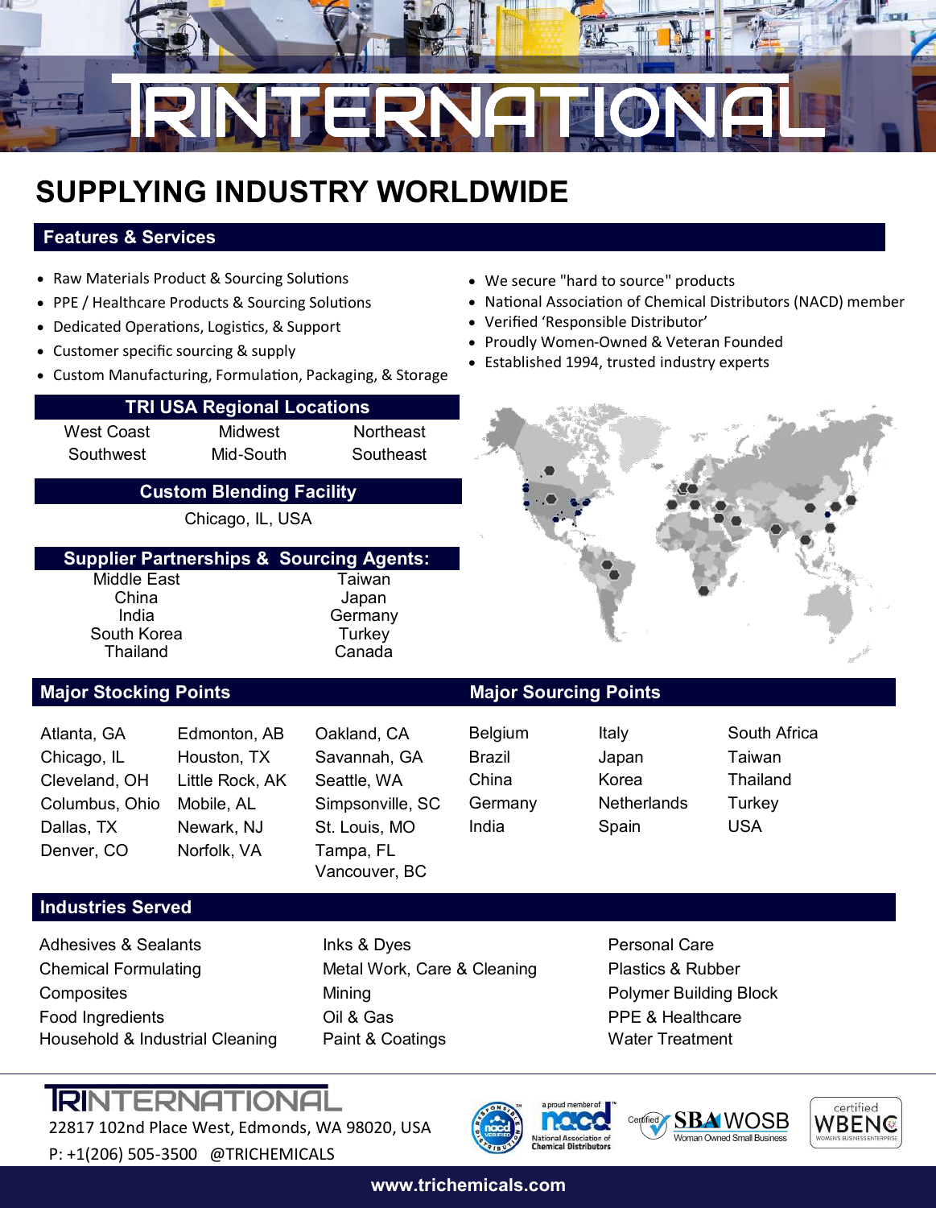# TRINTERNATIONAL

## SUPPLYING INDUSTRY WORLDWIDE

### Features & Services

- Raw Materials Product & Sourcing Solutions
- PPE / Healthcare Products & Sourcing Solutions
- Dedicated Operations, Logistics, & Support
- Customer specific sourcing & supply
- Custom Manufacturing, Formulation, Packaging, & Storage
- We secure "hard to source" products
- National Association of Chemical Distributors (NACD) member
- Verified 'Responsible Distributor'
- Proudly Women-Owned & Veteran Founded
- Established 1994, trusted industry experts

### TRI USA Regional Locations

| | | |
|---|---|---|
| West Coast | Midwest | Northeast |
| Southwest | Mid-South | Southeast |

### Custom Blending Facility

Chicago, IL, USA

### Supplier Partnerships & Sourcing Agents:

| | |
|---|---|
| Middle East | Taiwan |
| China | Japan |
| India | Germany |
| South Korea | Turkey |
| Thailand | Canada |

### Major Stocking Points

| | | |
|---|---|---|
| Atlanta, GA | Edmonton, AB | Oakland, CA |
| Chicago, IL | Houston, TX | Savannah, GA |
| Cleveland, OH | Little Rock, AK | Seattle, WA |
| Columbus, Ohio | Mobile, AL | Simpsonville, SC |
| Dallas, TX | Newark, NJ | St. Louis, MO |
| Denver, CO | Norfolk, VA | Tampa, FL |
| | | Vancouver, BC |

### Major Sourcing Points

| | | |
|---|---|---|
| Belgium | Italy | South Africa |
| Brazil | Japan | Taiwan |
| China | Korea | Thailand |
| Germany | Netherlands | Turkey |
| India | Spain | USA |

### Industries Served

| | | |
|---|---|---|
| Adhesives & Sealants | Inks & Dyes | Personal Care |
| Chemical Formulating | Metal Work, Care & Cleaning | Plastics & Rubber |
| Composites | Mining | Polymer Building Block |
| Food Ingredients | Oil & Gas | PPE & Healthcare |
| Household & Industrial Cleaning | Paint & Coatings | Water Treatment |

TRINTERNATIONAL

22817 102nd Place West, Edmonds, WA 98020, USA

P: +1(206) 505-3500 @TRICHEMICALS

a proud member of nacd National Association of Chemical Distributors

Certified SBA WOSB Woman Owned Small Business

certified WBENC WOMEN'S BUSINESS ENTERPRISE

www.trichemicals.com